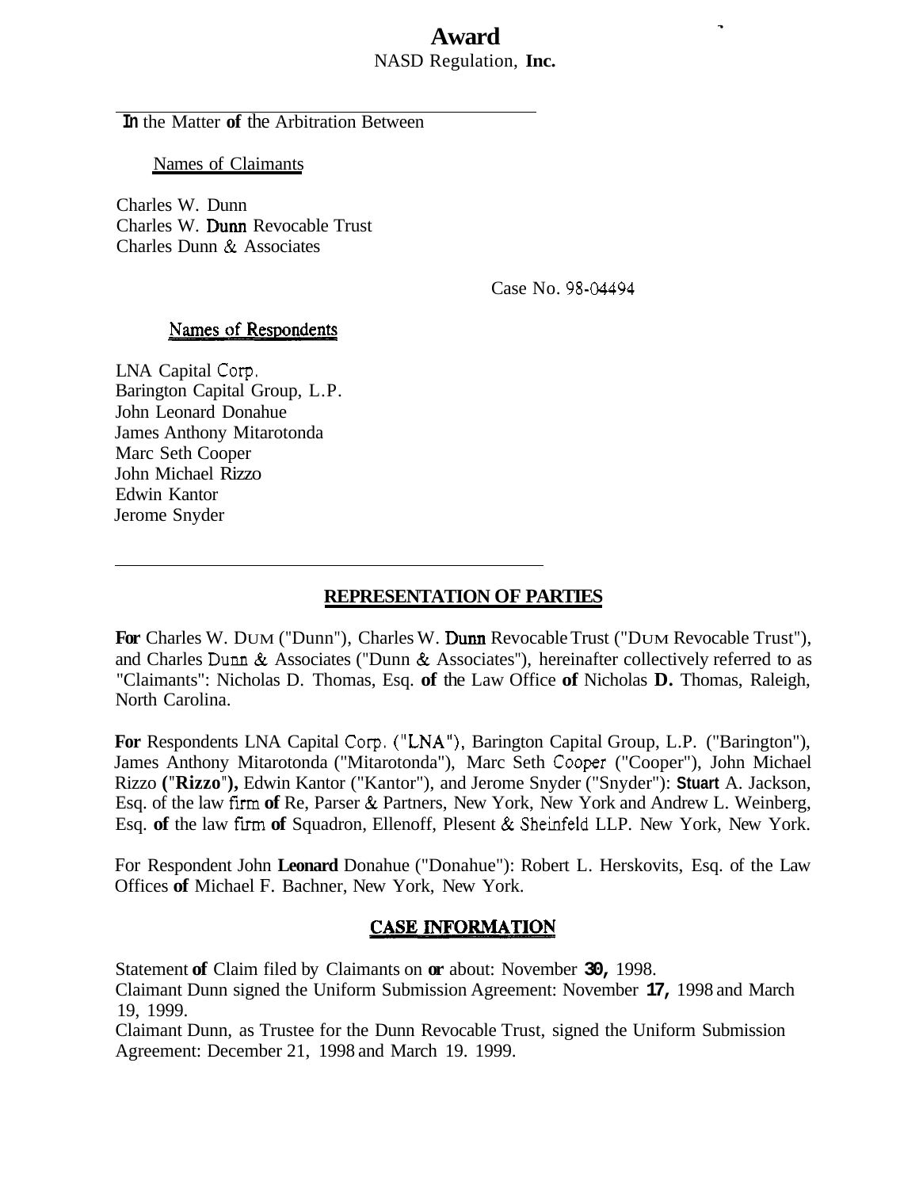# Award

NASD Regulation, **Inc.**

In the Matter **of** the Arbitration Between

Names of Claimants

Charles W. Dunn
Charles W. Dunn Revocable Trust
Charles Dunn & Associates

Case No. 98-04494

Names of Respondents

LNA Capital Corp.
Barington Capital Group, L.P.
John Leonard Donahue
James Anthony Mitarotonda
Marc Seth Cooper
John Michael Rizzo
Edwin Kantor
Jerome Snyder

## REPRESENTATION OF PARTIES

**For** Charles W. DUM ("Dunn"), Charles W. Dunn Revocable Trust ("DUM Revocable Trust"), and Charles Dunn & Associates ("Dunn & Associates"), hereinafter collectively referred to as "Claimants": Nicholas D. Thomas, Esq. **of** the Law Office **of** Nicholas **D.** Thomas, Raleigh, North Carolina.

**For** Respondents LNA Capital Corp. ("LNA"), Barington Capital Group, L.P. ("Barington"), James Anthony Mitarotonda ("Mitarotonda"), Marc Seth Cooper ("Cooper"), John Michael Rizzo **("Rizzo"),** Edwin Kantor ("Kantor"), and Jerome Snyder ("Snyder"): **Stuart** A. Jackson, Esq. of the law firm **of** Re, Parser & Partners, New York, New York and Andrew L. Weinberg, Esq. **of** the law firm **of** Squadron, Ellenoff, Plesent & Sheinfeld LLP. New York, New York.

For Respondent John **Leonard** Donahue ("Donahue"): Robert L. Herskovits, Esq. of the Law Offices **of** Michael F. Bachner, New York, New York.

## CASE INFORMATION

Statement **of** Claim filed by Claimants on **or** about: November **30,** 1998.
Claimant Dunn signed the Uniform Submission Agreement: November **17,** 1998 and March 19, 1999.
Claimant Dunn, as Trustee for the Dunn Revocable Trust, signed the Uniform Submission Agreement: December 21, 1998 and March 19. 1999.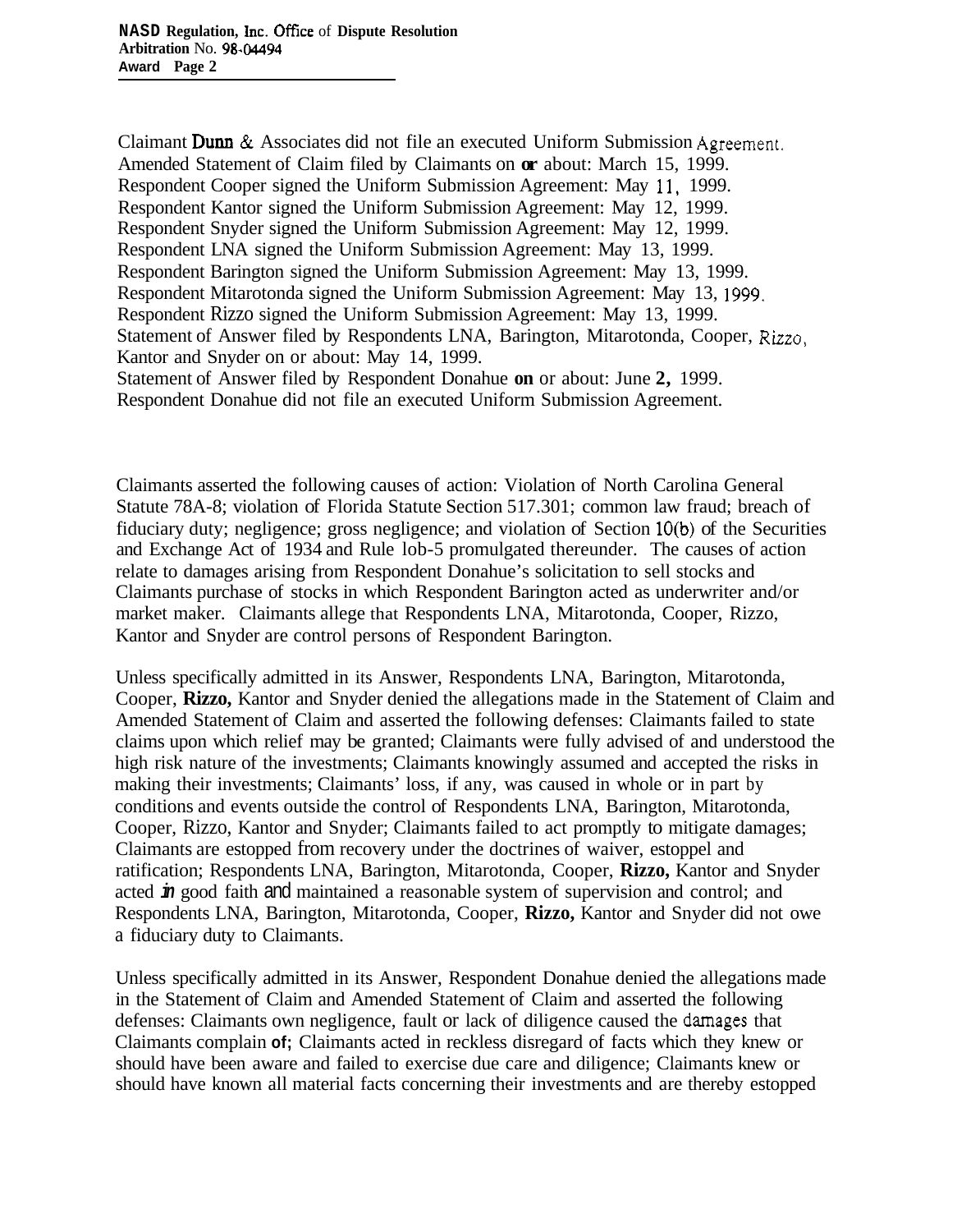Claimant Dunn & Associates did not file an executed Uniform Submission Agreement.
Amended Statement of Claim filed by Claimants on or about: March 15, 1999.
Respondent Cooper signed the Uniform Submission Agreement: May 11, 1999.
Respondent Kantor signed the Uniform Submission Agreement: May 12, 1999.
Respondent Snyder signed the Uniform Submission Agreement: May 12, 1999.
Respondent LNA signed the Uniform Submission Agreement: May 13, 1999.
Respondent Barington signed the Uniform Submission Agreement: May 13, 1999.
Respondent Mitarotonda signed the Uniform Submission Agreement: May 13, 1999.
Respondent Rizzo signed the Uniform Submission Agreement: May 13, 1999.
Statement of Answer filed by Respondents LNA, Barington, Mitarotonda, Cooper, Rizzo, Kantor and Snyder on or about: May 14, 1999.
Statement of Answer filed by Respondent Donahue on or about: June 2, 1999.
Respondent Donahue did not file an executed Uniform Submission Agreement.

Claimants asserted the following causes of action: Violation of North Carolina General Statute 78A-8; violation of Florida Statute Section 517.301; common law fraud; breach of fiduciary duty; negligence; gross negligence; and violation of Section 10(b) of the Securities and Exchange Act of 1934 and Rule lob-5 promulgated thereunder. The causes of action relate to damages arising from Respondent Donahue's solicitation to sell stocks and Claimants purchase of stocks in which Respondent Barington acted as underwriter and/or market maker. Claimants allege that Respondents LNA, Mitarotonda, Cooper, Rizzo, Kantor and Snyder are control persons of Respondent Barington.

Unless specifically admitted in its Answer, Respondents LNA, Barington, Mitarotonda, Cooper, Rizzo, Kantor and Snyder denied the allegations made in the Statement of Claim and Amended Statement of Claim and asserted the following defenses: Claimants failed to state claims upon which relief may be granted; Claimants were fully advised of and understood the high risk nature of the investments; Claimants knowingly assumed and accepted the risks in making their investments; Claimants' loss, if any, was caused in whole or in part by conditions and events outside the control of Respondents LNA, Barington, Mitarotonda, Cooper, Rizzo, Kantor and Snyder; Claimants failed to act promptly to mitigate damages; Claimants are estopped from recovery under the doctrines of waiver, estoppel and ratification; Respondents LNA, Barington, Mitarotonda, Cooper, Rizzo, Kantor and Snyder acted in good faith and maintained a reasonable system of supervision and control; and Respondents LNA, Barington, Mitarotonda, Cooper, Rizzo, Kantor and Snyder did not owe a fiduciary duty to Claimants.

Unless specifically admitted in its Answer, Respondent Donahue denied the allegations made in the Statement of Claim and Amended Statement of Claim and asserted the following defenses: Claimants own negligence, fault or lack of diligence caused the damages that Claimants complain of; Claimants acted in reckless disregard of facts which they knew or should have been aware and failed to exercise due care and diligence; Claimants knew or should have known all material facts concerning their investments and are thereby estopped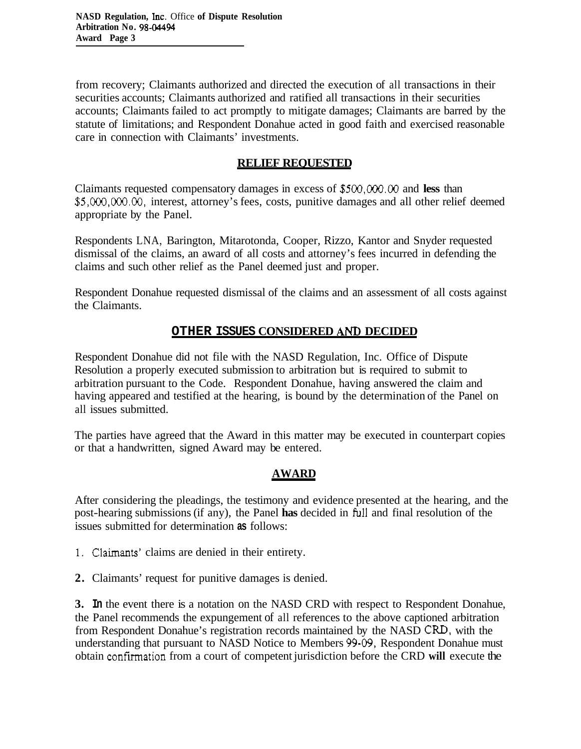from recovery; Claimants authorized and directed the execution of all transactions in their securities accounts; Claimants authorized and ratified all transactions in their securities accounts; Claimants failed to act promptly to mitigate damages; Claimants are barred by the statute of limitations; and Respondent Donahue acted in good faith and exercised reasonable care in connection with Claimants' investments.

## RELIEF REQUESTED

Claimants requested compensatory damages in excess of $500,000.00 and **less** than $5,000,000.00, interest, attorney's fees, costs, punitive damages and all other relief deemed appropriate by the Panel.

Respondents LNA, Barington, Mitarotonda, Cooper, Rizzo, Kantor and Snyder requested dismissal of the claims, an award of all costs and attorney's fees incurred in defending the claims and such other relief as the Panel deemed just and proper.

Respondent Donahue requested dismissal of the claims and an assessment of all costs against the Claimants.

## OTHER ISSUES CONSIDERED AND DECIDED

Respondent Donahue did not file with the NASD Regulation, Inc. Office of Dispute Resolution a properly executed submission to arbitration but is required to submit to arbitration pursuant to the Code. Respondent Donahue, having answered the claim and having appeared and testified at the hearing, is bound by the determination of the Panel on all issues submitted.

The parties have agreed that the Award in this matter may be executed in counterpart copies or that a handwritten, signed Award may be entered.

## AWARD

After considering the pleadings, the testimony and evidence presented at the hearing, and the post-hearing submissions (if any), the Panel **has** decided in full and final resolution of the issues submitted for determination **as** follows:

1. Claimants' claims are denied in their entirety.

2. Claimants' request for punitive damages is denied.

3. In the event there is a notation on the NASD CRD with respect to Respondent Donahue, the Panel recommends the expungement of all references to the above captioned arbitration from Respondent Donahue's registration records maintained by the NASD CRD, with the understanding that pursuant to NASD Notice to Members 99-09, Respondent Donahue must obtain confirmation from a court of competent jurisdiction before the CRD **will** execute the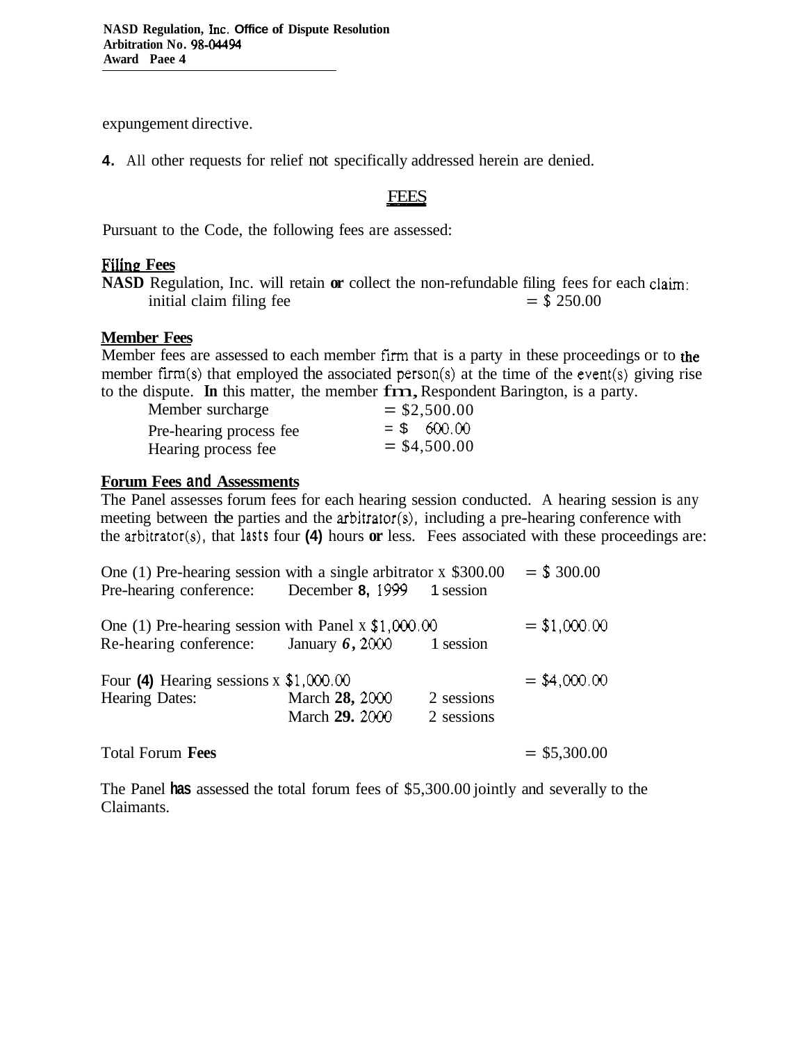expungement directive.

4. All other requests for relief not specifically addressed herein are denied.

## FEES

Pursuant to the Code, the following fees are assessed:

**Filing Fees**

NASD Regulation, Inc. will retain or collect the non-refundable filing fees for each claim:

| | |
|---|---|
| initial claim filing fee | = $ 250.00 |

**Member Fees**

Member fees are assessed to each member firm that is a party in these proceedings or to the member firm(s) that employed the associated person(s) at the time of the event(s) giving rise to the dispute. In this matter, the member firm, Respondent Barington, is a party.

| | |
|---|---|
| Member surcharge | = $2,500.00 |
| Pre-hearing process fee | = $ 600.00 |
| Hearing process fee | = $4,500.00 |

**Forum Fees and Assessments**

The Panel assesses forum fees for each hearing session conducted. A hearing session is any meeting between the parties and the arbitrator(s), including a pre-hearing conference with the arbitrator(s), that lasts four (4) hours or less. Fees associated with these proceedings are:

| | | | |
|---|---|---|---|
| One (1) Pre-hearing session with a single arbitrator x $300.00 | | | = $ 300.00 |
| Pre-hearing conference: | December 8, 1999 | 1 session | |
| One (1) Pre-hearing session with Panel x $1,000.00 | | | = $1,000.00 |
| Re-hearing conference: | January 6, 2000 | 1 session | |
| Four (4) Hearing sessions x $1,000.00 | | | = $4,000.00 |
| Hearing Dates: | March 28, 2000 | 2 sessions | |
| | March 29. 2000 | 2 sessions | |
| Total Forum Fees | | | = $5,300.00 |

The Panel has assessed the total forum fees of $5,300.00 jointly and severally to the Claimants.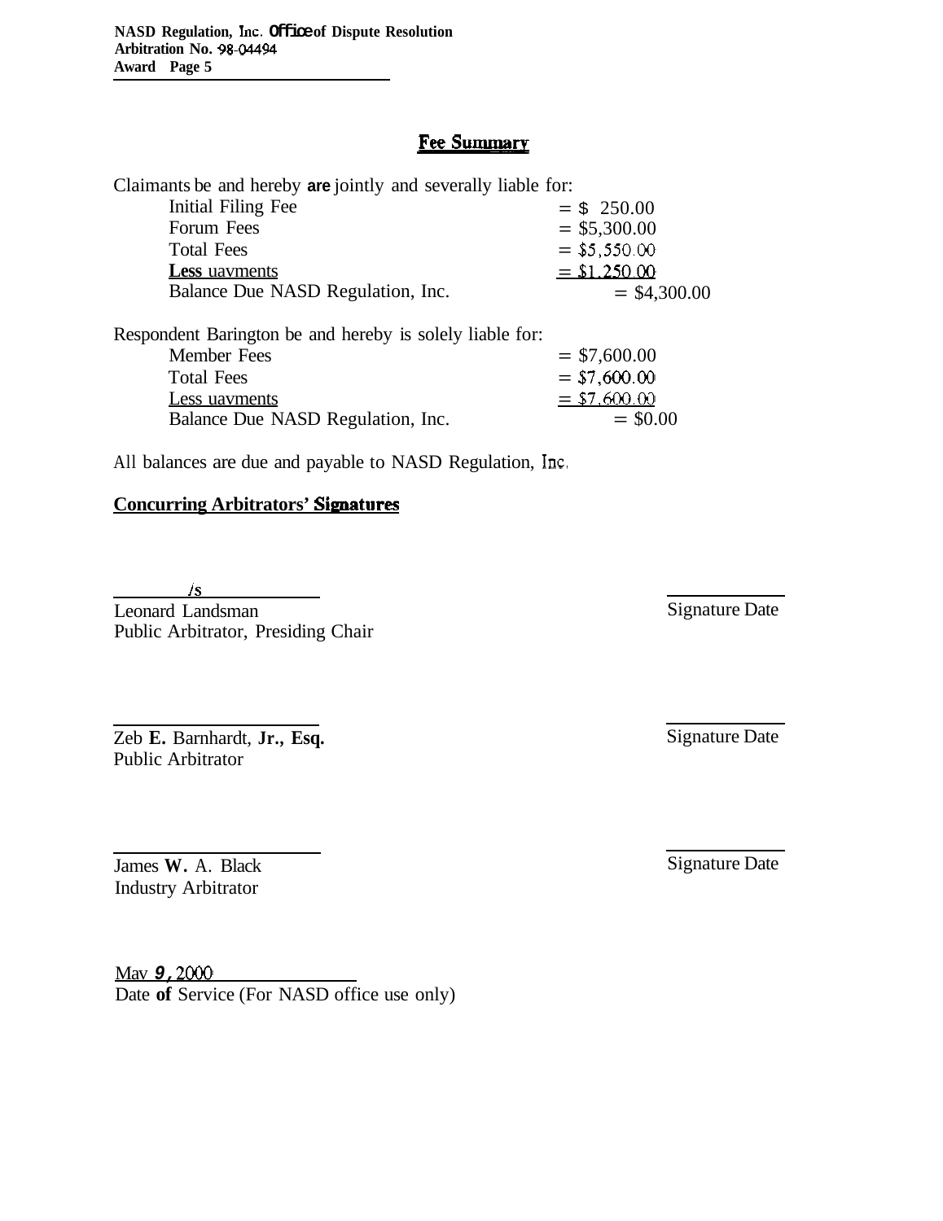## Fee Summary

Claimants be and hereby **are** jointly and severally liable for:

| | |
|---|---|
| Initial Filing Fee | = $ 250.00 |
| Forum Fees | = $5,300.00 |
| Total Fees | = $5,550.00 |
| **Less** uavments | = $1.250.00 |
| Balance Due NASD Regulation, Inc. | = $4,300.00 |

Respondent Barington be and hereby is solely liable for:

| | |
|---|---|
| Member Fees | = $7,600.00 |
| Total Fees | = $7,600.00 |
| Less uavments | = $7.600.00 |
| Balance Due NASD Regulation, Inc. | = $0.00 |

All balances are due and payable to NASD Regulation, Inc.

**Concurring Arbitrators' Signatures**

/s
Leonard Landsman
Public Arbitrator, Presiding Chair

Signature Date

Zeb **E.** Barnhardt, **Jr., Esq.**
Public Arbitrator

Signature Date

James **W.** A. Black
Industry Arbitrator

Signature Date

Mav **9**, 2000
Date **of** Service (For NASD office use only)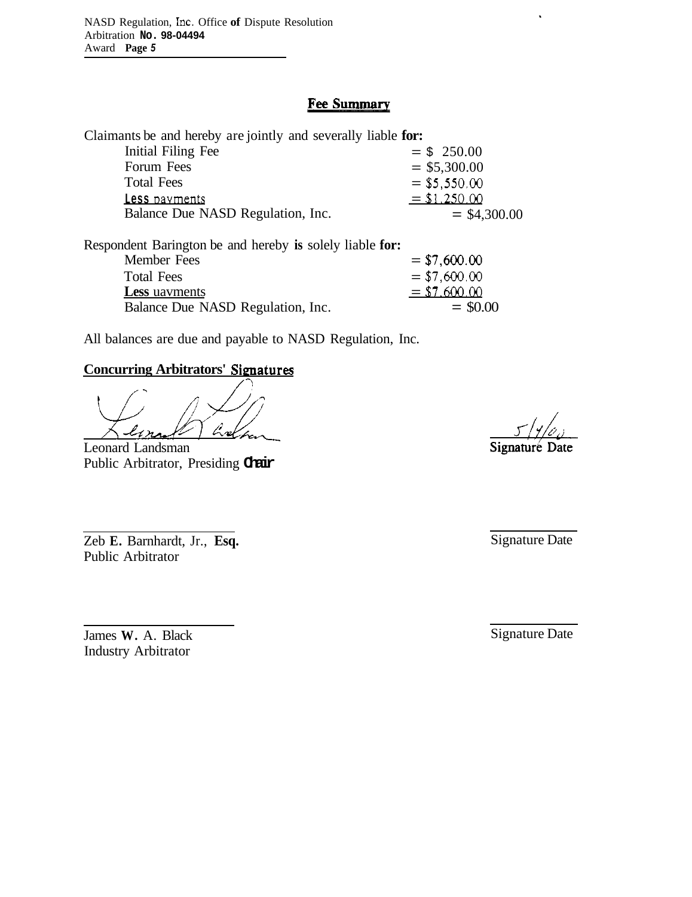## Fee Summary

Claimants be and hereby are jointly and severally liable **for:**

| | |
|---|---|
| Initial Filing Fee | = $ 250.00 |
| Forum Fees | = $5,300.00 |
| Total Fees | = $5,550.00 |
| <u>Less payments</u> | <u>= $1,250.00</u> |
| Balance Due NASD Regulation, Inc. | = $4,300.00 |

Respondent Barington be and hereby **is** solely liable **for:**

| | |
|---|---|
| Member Fees | = $7,600.00 |
| Total Fees | = $7,600.00 |
| <u>**Less** payments</u> | <u>= $7,600.00</u> |
| Balance Due NASD Regulation, Inc. | = $0.00 |

All balances are due and payable to NASD Regulation, Inc.

**Concurring Arbitrators' Signatures**

Leonard Landsman
Public Arbitrator, Presiding **Chair**

5/4/00
Signature Date

Zeb **E.** Barnhardt, Jr., **Esq.**
Public Arbitrator

Signature Date

James **W.** A. Black
Industry Arbitrator

Signature Date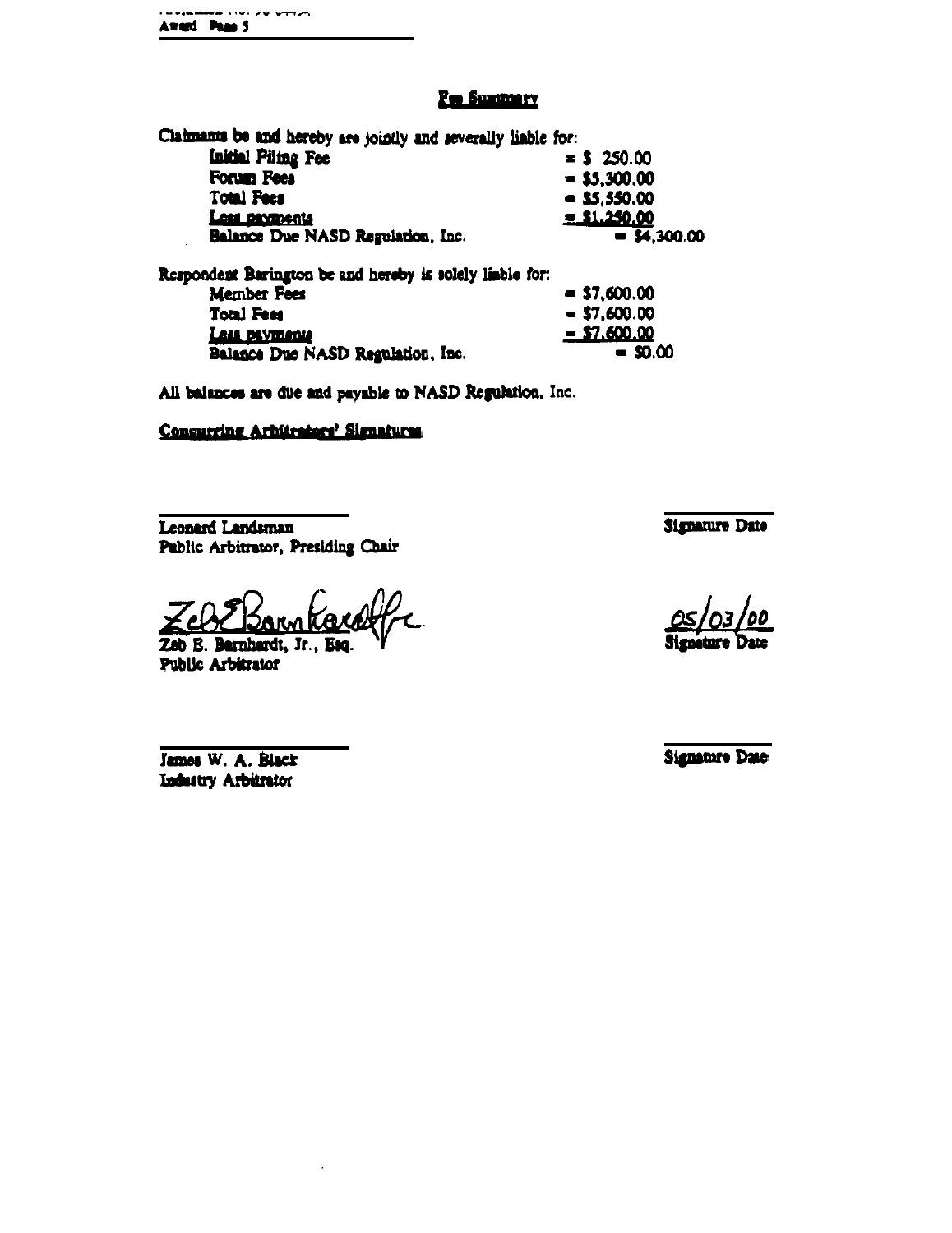## Fee Summary

Claimants be and hereby are jointly and severally liable for:

| | |
|---|---|
| Initial Filing Fee | = $ 250.00 |
| Forum Fees | = $5,300.00 |
| Total Fees | = $5,550.00 |
| Less payments | = $1,250.00 |
| Balance Due NASD Regulation, Inc. | = $4,300.00 |

Respondent Barington be and hereby is solely liable for:

| | |
|---|---|
| Member Fees | = $7,600.00 |
| Total Fees | = $7,600.00 |
| Less payments | = $7,600.00 |
| Balance Due NASD Regulation, Inc. | = $0.00 |

All balances are due and payable to NASD Regulation, Inc.

**Concurring Arbitrators' Signatures**

| | |
|---|---|
| Leonard Landsman<br>Public Arbitrator, Presiding Chair | Signature Date |
| Zeb E. Barnhardt, Jr., Esq.<br>Public Arbitrator | 05/03/00<br>Signature Date |
| James W. A. Black<br>Industry Arbitrator | Signature Date |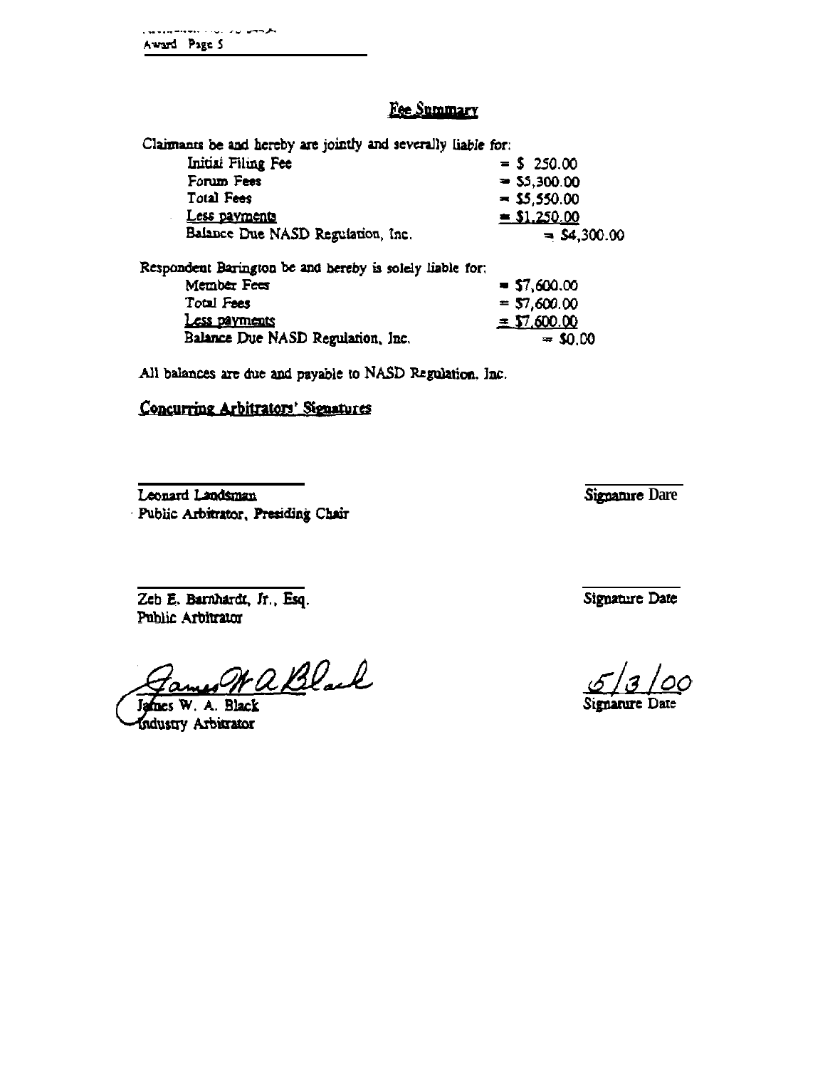## Fee Summary

Claimants be and hereby are jointly and severally liable for:

| | |
|---|---|
| Initial Filing Fee | = $ 250.00 |
| Forum Fees | = $5,300.00 |
| Total Fees | = $5,550.00 |
| Less payments | = $1,250.00 |
| Balance Due NASD Regulation, Inc. | = $4,300.00 |

Respondent Barington be and hereby is solely liable for:

| | |
|---|---|
| Member Fees | = $7,600.00 |
| Total Fees | = $7,600.00 |
| Less payments | = $7,600.00 |
| Balance Due NASD Regulation, Inc. | = $0.00 |

All balances are due and payable to NASD Regulation, Inc.

### Concurring Arbitrators' Signatures

_______________________
Leonard Landsman
Public Arbitrator, Presiding Chair

Signature Date

_______________________
Zeb E. Barnhardt, Jr., Esq.
Public Arbitrator

Signature Date

James W. A. Black
James W. A. Black
Industry Arbitrator

5/3/00
Signature Date